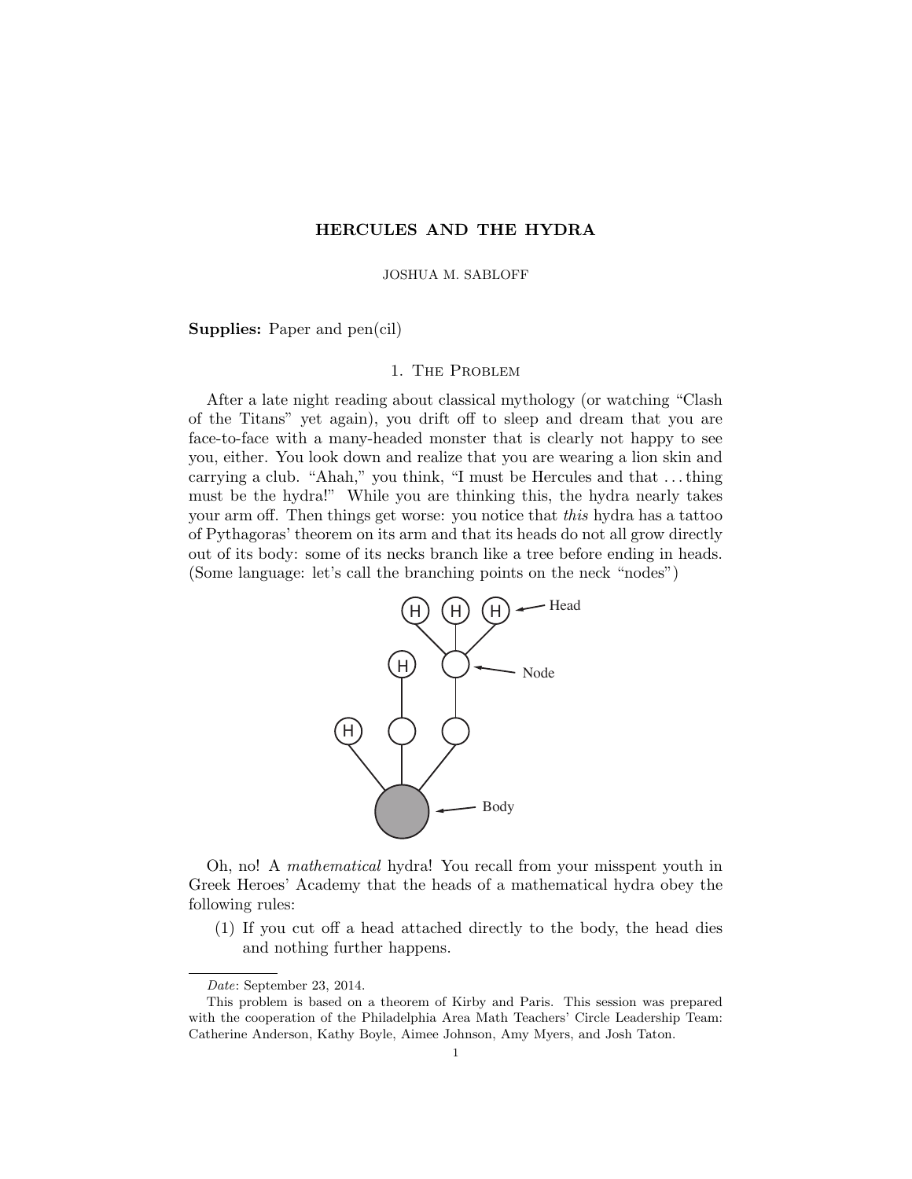# HERCULES AND THE HYDRA

JOSHUA M. SABLOFF

**Supplies:** Paper and pen(cil)

## 1. The Problem

After a late night reading about classical mythology (or watching "Clash of the Titans" yet again), you drift off to sleep and dream that you are face-to-face with a many-headed monster that is clearly not happy to see you, either. You look down and realize that you are wearing a lion skin and carrying a club. "Ahah," you think, "I must be Hercules and that . . . thing must be the hydra!" While you are thinking this, the hydra nearly takes your arm off. Then things get worse: you notice that *this* hydra has a tattoo of Pythagoras' theorem on its arm and that its heads do not all grow directly out of its body: some of its necks branch like a tree before ending in heads. (Some language: let's call the branching points on the neck "nodes")

Oh, no! A *mathematical* hydra! You recall from your misspent youth in Greek Heroes' Academy that the heads of a mathematical hydra obey the following rules:

(1) If you cut off a head attached directly to the body, the head dies and nothing further happens.

---

*Date*: September 23, 2014.

This problem is based on a theorem of Kirby and Paris. This session was prepared with the cooperation of the Philadelphia Area Math Teachers' Circle Leadership Team: Catherine Anderson, Kathy Boyle, Aimee Johnson, Amy Myers, and Josh Taton.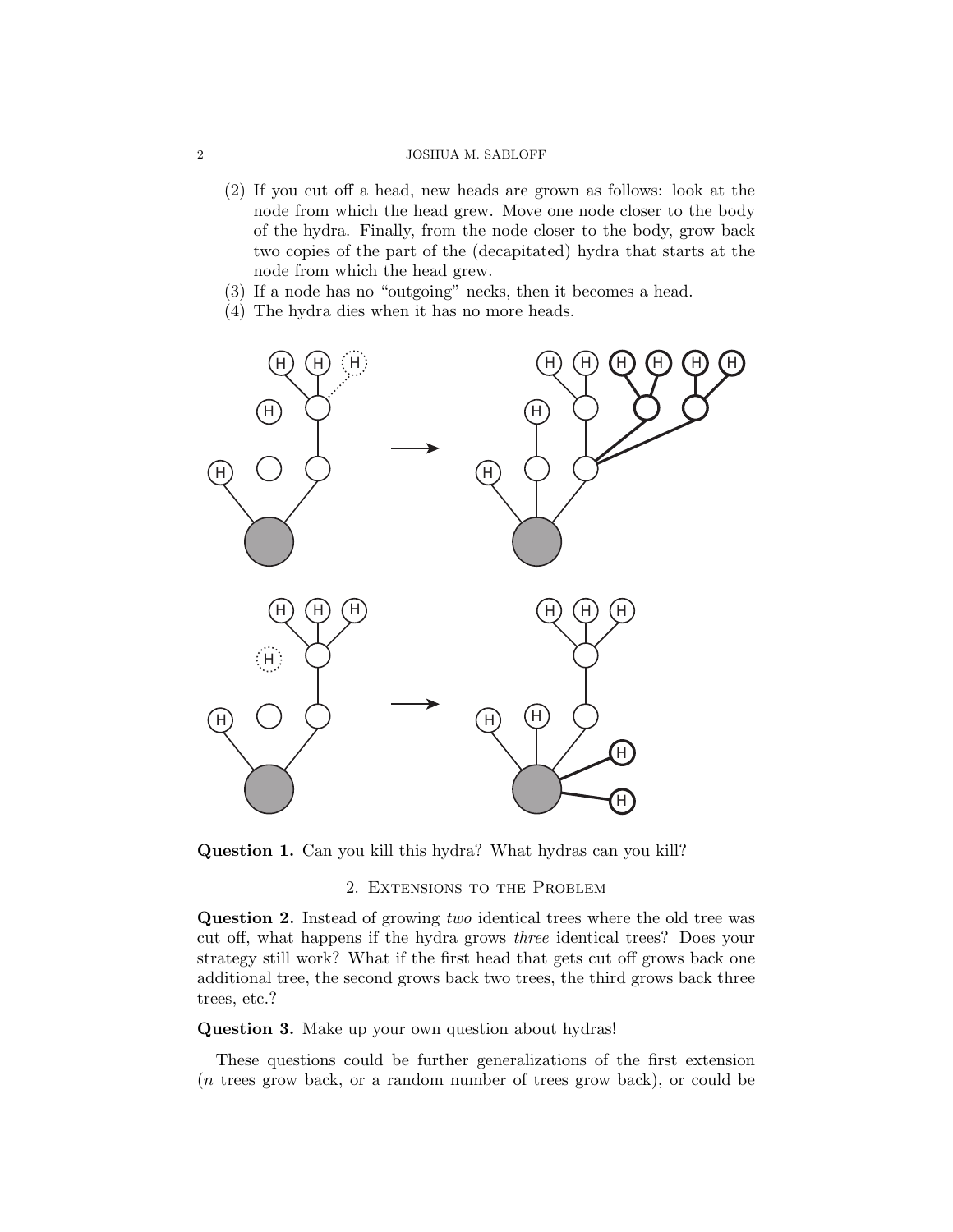(2) If you cut off a head, new heads are grown as follows: look at the node from which the head grew. Move one node closer to the body of the hydra. Finally, from the node closer to the body, grow back two copies of the part of the (decapitated) hydra that starts at the node from which the head grew.
(3) If a node has no "outgoing" necks, then it becomes a head.
(4) The hydra dies when it has no more heads.

**Question 1.** Can you kill this hydra? What hydras can you kill?

## 2. Extensions to the Problem

**Question 2.** Instead of growing *two* identical trees where the old tree was cut off, what happens if the hydra grows *three* identical trees? Does your strategy still work? What if the first head that gets cut off grows back one additional tree, the second grows back two trees, the third grows back three trees, etc.?

**Question 3.** Make up your own question about hydras!

These questions could be further generalizations of the first extension ($n$ trees grow back, or a random number of trees grow back), or could be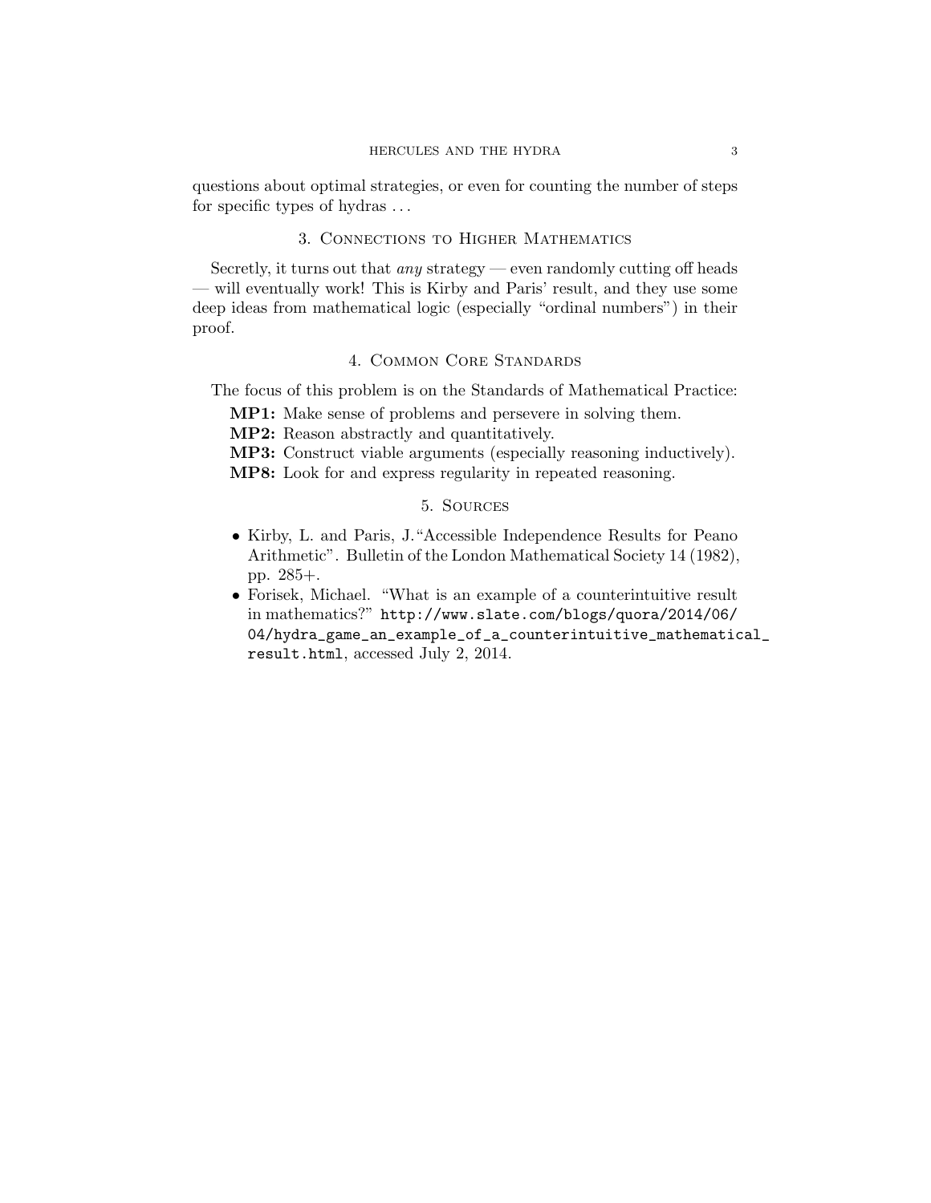questions about optimal strategies, or even for counting the number of steps for specific types of hydras . . .

## 3. Connections to Higher Mathematics

Secretly, it turns out that *any* strategy — even randomly cutting off heads — will eventually work! This is Kirby and Paris' result, and they use some deep ideas from mathematical logic (especially "ordinal numbers") in their proof.

## 4. Common Core Standards

The focus of this problem is on the Standards of Mathematical Practice:

**MP1:** Make sense of problems and persevere in solving them.
**MP2:** Reason abstractly and quantitatively.
**MP3:** Construct viable arguments (especially reasoning inductively).
**MP8:** Look for and express regularity in repeated reasoning.

## 5. Sources

- Kirby, L. and Paris, J."Accessible Independence Results for Peano Arithmetic". Bulletin of the London Mathematical Society 14 (1982), pp. 285+.
- Forisek, Michael. "What is an example of a counterintuitive result in mathematics?" `http://www.slate.com/blogs/quora/2014/06/04/hydra_game_an_example_of_a_counterintuitive_mathematical_result.html`, accessed July 2, 2014.